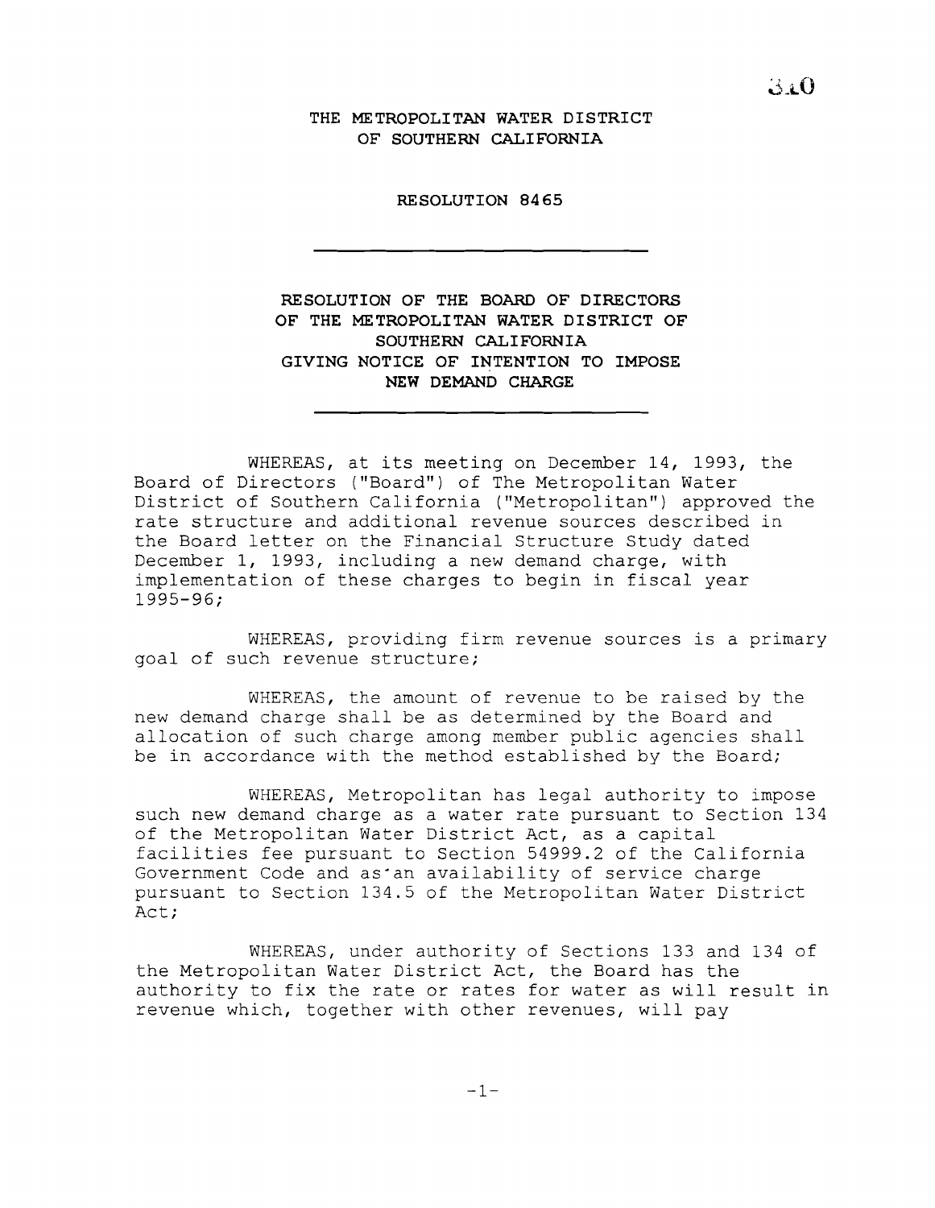# THE METROPOLITAN WATER DISTRICT OF SOUTHERN CALIFORNIA

## RESOLUTION 8465

---

## RESOLUTION OF THE BOARD OF DIRECTORS OF THE METROPOLITAN WATER DISTRICT OF SOUTHERN CALIFORNIA GIVING NOTICE OF INTENTION TO IMPOSE NEW DEMAND CHARGE

---

WHEREAS, at its meeting on December 14, 1993, the Board of Directors ("Board") of The Metropolitan Water District of Southern California ("Metropolitan") approved the rate structure and additional revenue sources described in the Board letter on the Financial Structure Study dated December 1, 1993, including a new demand charge, with implementation of these charges to begin in fiscal year 1995-96;

WHEREAS, providing firm revenue sources is a primary goal of such revenue structure;

WHEREAS, the amount of revenue to be raised by the new demand charge shall be as determined by the Board and allocation of such charge among member public agencies shall be in accordance with the method established by the Board;

WHEREAS, Metropolitan has legal authority to impose such new demand charge as a water rate pursuant to Section 134 of the Metropolitan Water District Act, as a capital facilities fee pursuant to Section 54999.2 of the California Government Code and as an availability of service charge pursuant to Section 134.5 of the Metropolitan Water District Act;

WHEREAS, under authority of Sections 133 and 134 of the Metropolitan Water District Act, the Board has the authority to fix the rate or rates for water as will result in revenue which, together with other revenues, will pay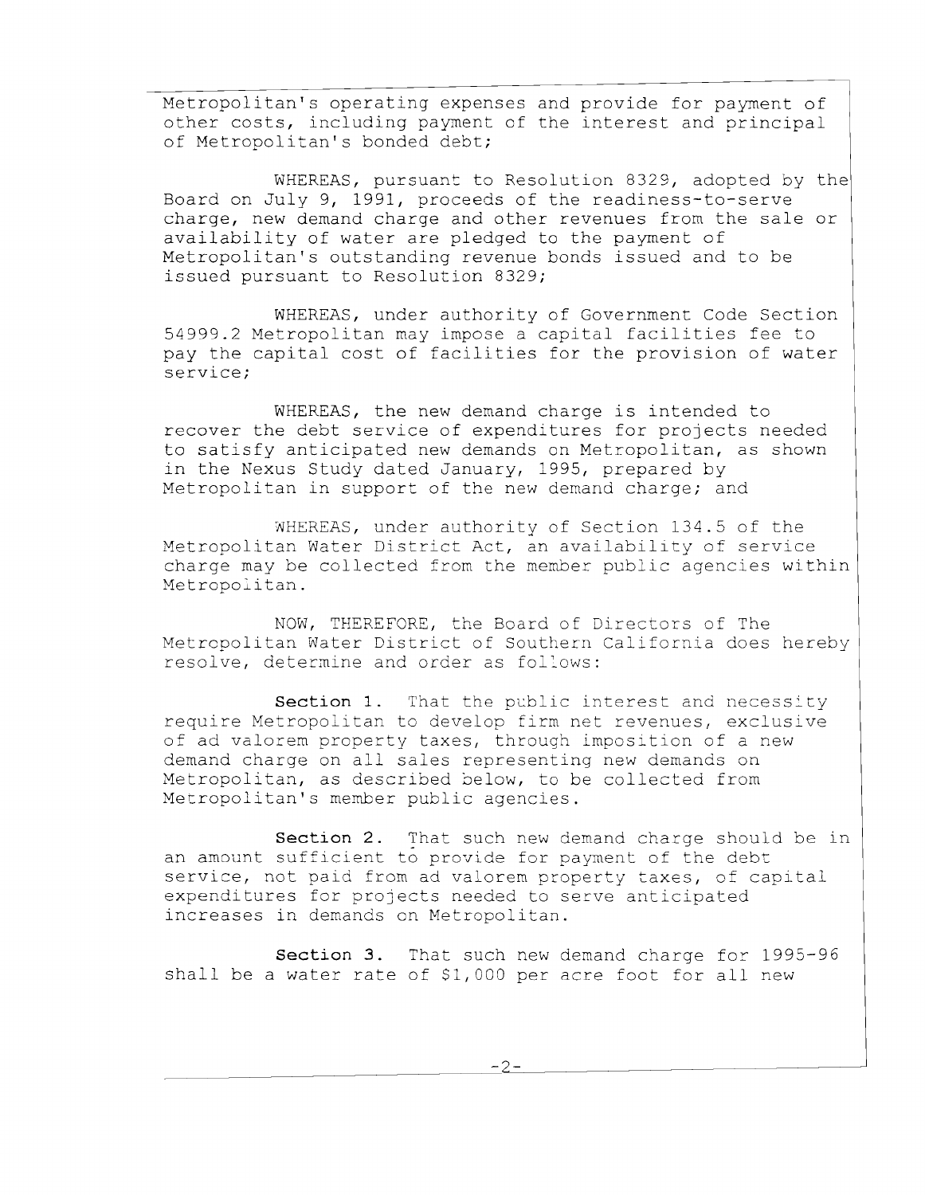Metropolitan's operating expenses and provide for payment of other costs, including payment of the interest and principal of Metropolitan's bonded debt;

WHEREAS, pursuant to Resolution 8329, adopted by the Board on July 9, 1991, proceeds of the readiness-to-serve charge, new demand charge and other revenues from the sale or availability of water are pledged to the payment of Metropolitan's outstanding revenue bonds issued and to be issued pursuant to Resolution 8329;

WHEREAS, under authority of Government Code Section 54999.2 Metropolitan may impose a capital facilities fee to pay the capital cost of facilities for the provision of water service;

WHEREAS, the new demand charge is intended to recover the debt service of expenditures for projects needed to satisfy anticipated new demands on Metropolitan, as shown in the Nexus Study dated January, 1995, prepared by Metropolitan in support of the new demand charge; and

WHEREAS, under authority of Section 134.5 of the Metropolitan Water District Act, an availability of service charge may be collected from the member public agencies within Metropolitan.

NOW, THEREFORE, the Board of Directors of The Metropolitan Water District of Southern California does hereby resolve, determine and order as follows:

**Section 1.** That the public interest and necessity require Metropolitan to develop firm net revenues, exclusive of ad valorem property taxes, through imposition of a new demand charge on all sales representing new demands on Metropolitan, as described below, to be collected from Metropolitan's member public agencies.

**Section 2.** That such new demand charge should be in an amount sufficient to provide for payment of the debt service, not paid from ad valorem property taxes, of capital expenditures for projects needed to serve anticipated increases in demands on Metropolitan.

**Section 3.** That such new demand charge for 1995-96 shall be a water rate of $1,000 per acre foot for all new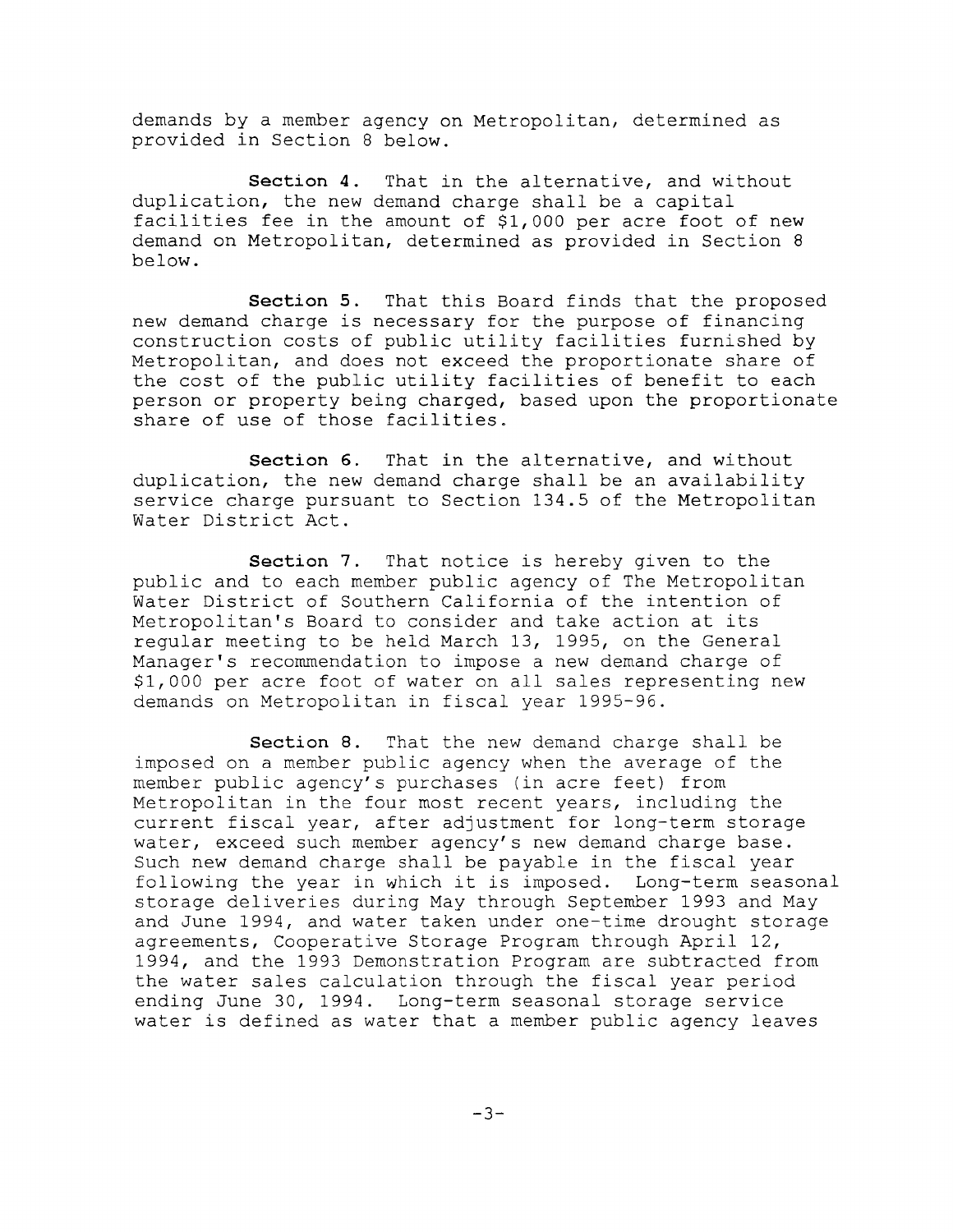demands by a member agency on Metropolitan, determined as provided in Section 8 below.

**Section 4.** That in the alternative, and without duplication, the new demand charge shall be a capital facilities fee in the amount of $1,000 per acre foot of new demand on Metropolitan, determined as provided in Section 8 below.

**Section 5.** That this Board finds that the proposed new demand charge is necessary for the purpose of financing construction costs of public utility facilities furnished by Metropolitan, and does not exceed the proportionate share of the cost of the public utility facilities of benefit to each person or property being charged, based upon the proportionate share of use of those facilities.

**Section 6.** That in the alternative, and without duplication, the new demand charge shall be an availability service charge pursuant to Section 134.5 of the Metropolitan Water District Act.

**Section 7.** That notice is hereby given to the public and to each member public agency of The Metropolitan Water District of Southern California of the intention of Metropolitan's Board to consider and take action at its regular meeting to be held March 13, 1995, on the General Manager's recommendation to impose a new demand charge of $1,000 per acre foot of water on all sales representing new demands on Metropolitan in fiscal year 1995-96.

**Section 8.** That the new demand charge shall be imposed on a member public agency when the average of the member public agency's purchases (in acre feet) from Metropolitan in the four most recent years, including the current fiscal year, after adjustment for long-term storage water, exceed such member agency's new demand charge base. Such new demand charge shall be payable in the fiscal year following the year in which it is imposed. Long-term seasonal storage deliveries during May through September 1993 and May and June 1994, and water taken under one-time drought storage agreements, Cooperative Storage Program through April 12, 1994, and the 1993 Demonstration Program are subtracted from the water sales calculation through the fiscal year period ending June 30, 1994. Long-term seasonal storage service water is defined as water that a member public agency leaves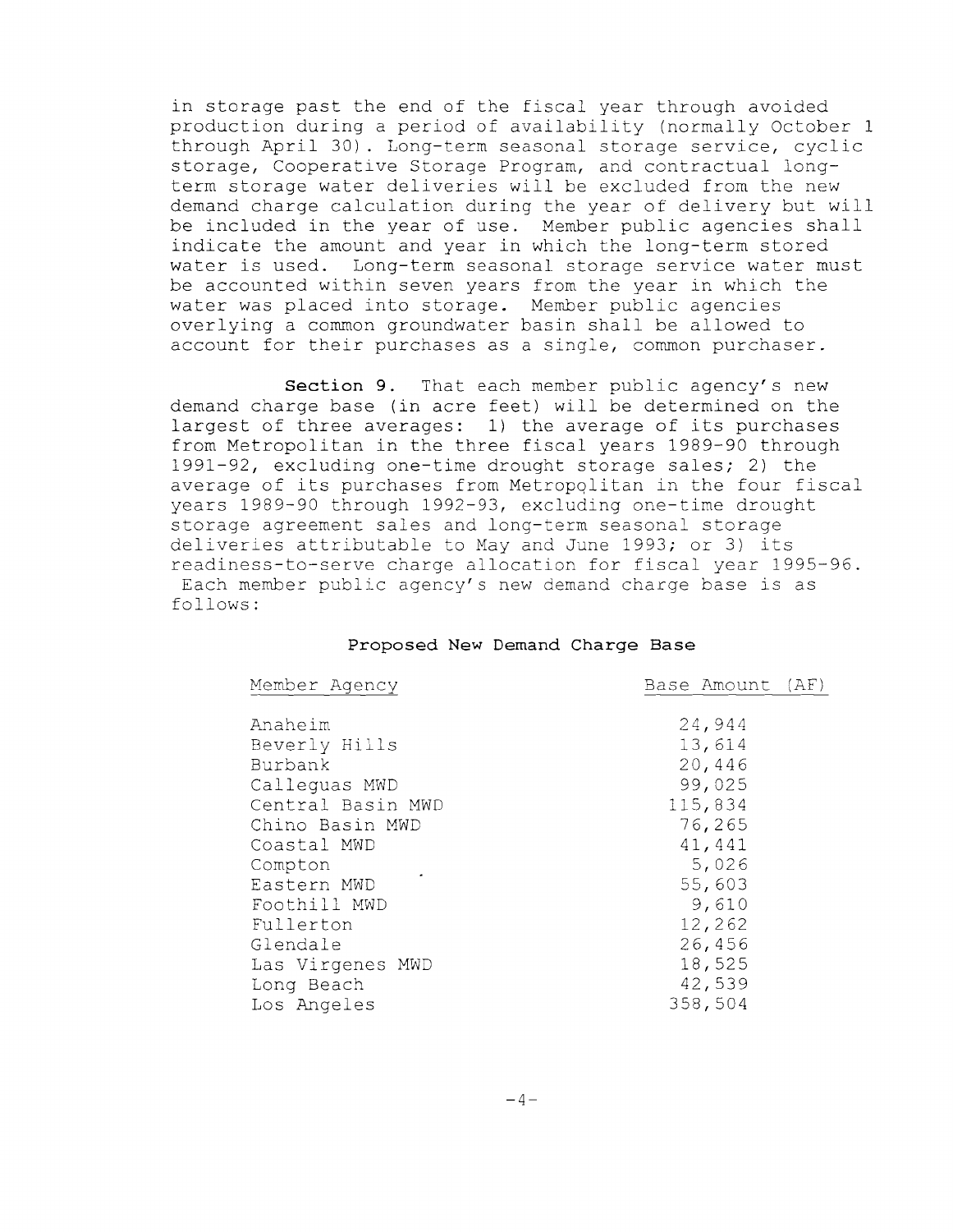in storage past the end of the fiscal year through avoided production during a period of availability (normally October 1 through April 30). Long-term seasonal storage service, cyclic storage, Cooperative Storage Program, and contractual long-term storage water deliveries will be excluded from the new demand charge calculation during the year of delivery but will be included in the year of use. Member public agencies shall indicate the amount and year in which the long-term stored water is used. Long-term seasonal storage service water must be accounted within seven years from the year in which the water was placed into storage. Member public agencies overlying a common groundwater basin shall be allowed to account for their purchases as a single, common purchaser.

**Section 9.** That each member public agency's new demand charge base (in acre feet) will be determined on the largest of three averages: 1) the average of its purchases from Metropolitan in the three fiscal years 1989-90 through 1991-92, excluding one-time drought storage sales; 2) the average of its purchases from Metropolitan in the four fiscal years 1989-90 through 1992-93, excluding one-time drought storage agreement sales and long-term seasonal storage deliveries attributable to May and June 1993; or 3) its readiness-to-serve charge allocation for fiscal year 1995-96. Each member public agency's new demand charge base is as follows:

**Proposed New Demand Charge Base**

| Member Agency | Base Amount (AF) |
|---|---|
| Anaheim | 24,944 |
| Beverly Hills | 13,614 |
| Burbank | 20,446 |
| Calleguas MWD | 99,025 |
| Central Basin MWD | 115,834 |
| Chino Basin MWD | 76,265 |
| Coastal MWD | 41,441 |
| Compton | 5,026 |
| Eastern MWD | 55,603 |
| Foothill MWD | 9,610 |
| Fullerton | 12,262 |
| Glendale | 26,456 |
| Las Virgenes MWD | 18,525 |
| Long Beach | 42,539 |
| Los Angeles | 358,504 |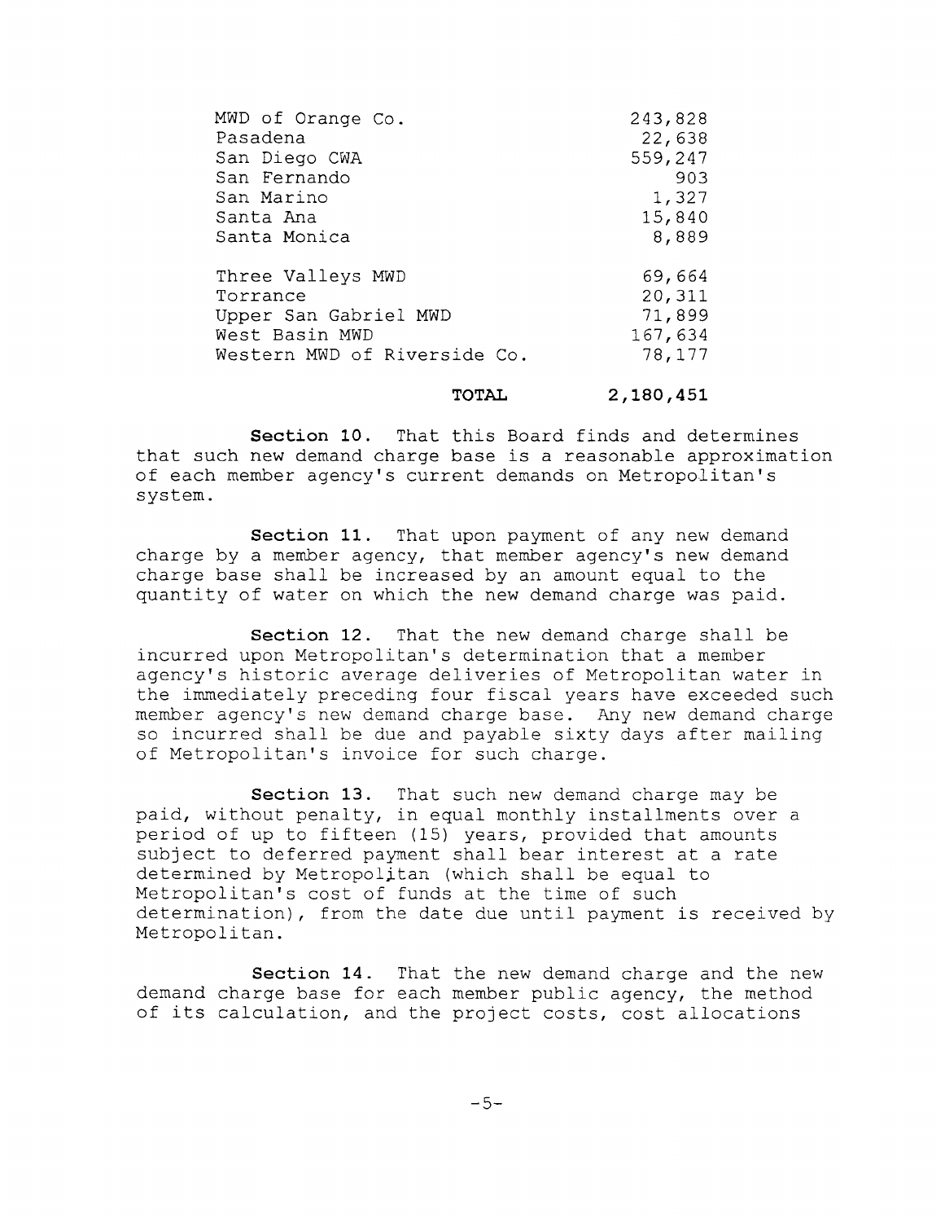| | |
|---|---|
| MWD of Orange Co. | 243,828 |
| Pasadena | 22,638 |
| San Diego CWA | 559,247 |
| San Fernando | 903 |
| San Marino | 1,327 |
| Santa Ana | 15,840 |
| Santa Monica | 8,889 |
| Three Valleys MWD | 69,664 |
| Torrance | 20,311 |
| Upper San Gabriel MWD | 71,899 |
| West Basin MWD | 167,634 |
| Western MWD of Riverside Co. | 78,177 |
| **TOTAL** | **2,180,451** |

**Section 10.** That this Board finds and determines that such new demand charge base is a reasonable approximation of each member agency's current demands on Metropolitan's system.

**Section 11.** That upon payment of any new demand charge by a member agency, that member agency's new demand charge base shall be increased by an amount equal to the quantity of water on which the new demand charge was paid.

**Section 12.** That the new demand charge shall be incurred upon Metropolitan's determination that a member agency's historic average deliveries of Metropolitan water in the immediately preceding four fiscal years have exceeded such member agency's new demand charge base. Any new demand charge so incurred shall be due and payable sixty days after mailing of Metropolitan's invoice for such charge.

**Section 13.** That such new demand charge may be paid, without penalty, in equal monthly installments over a period of up to fifteen (15) years, provided that amounts subject to deferred payment shall bear interest at a rate determined by Metropolitan (which shall be equal to Metropolitan's cost of funds at the time of such determination), from the date due until payment is received by Metropolitan.

**Section 14.** That the new demand charge and the new demand charge base for each member public agency, the method of its calculation, and the project costs, cost allocations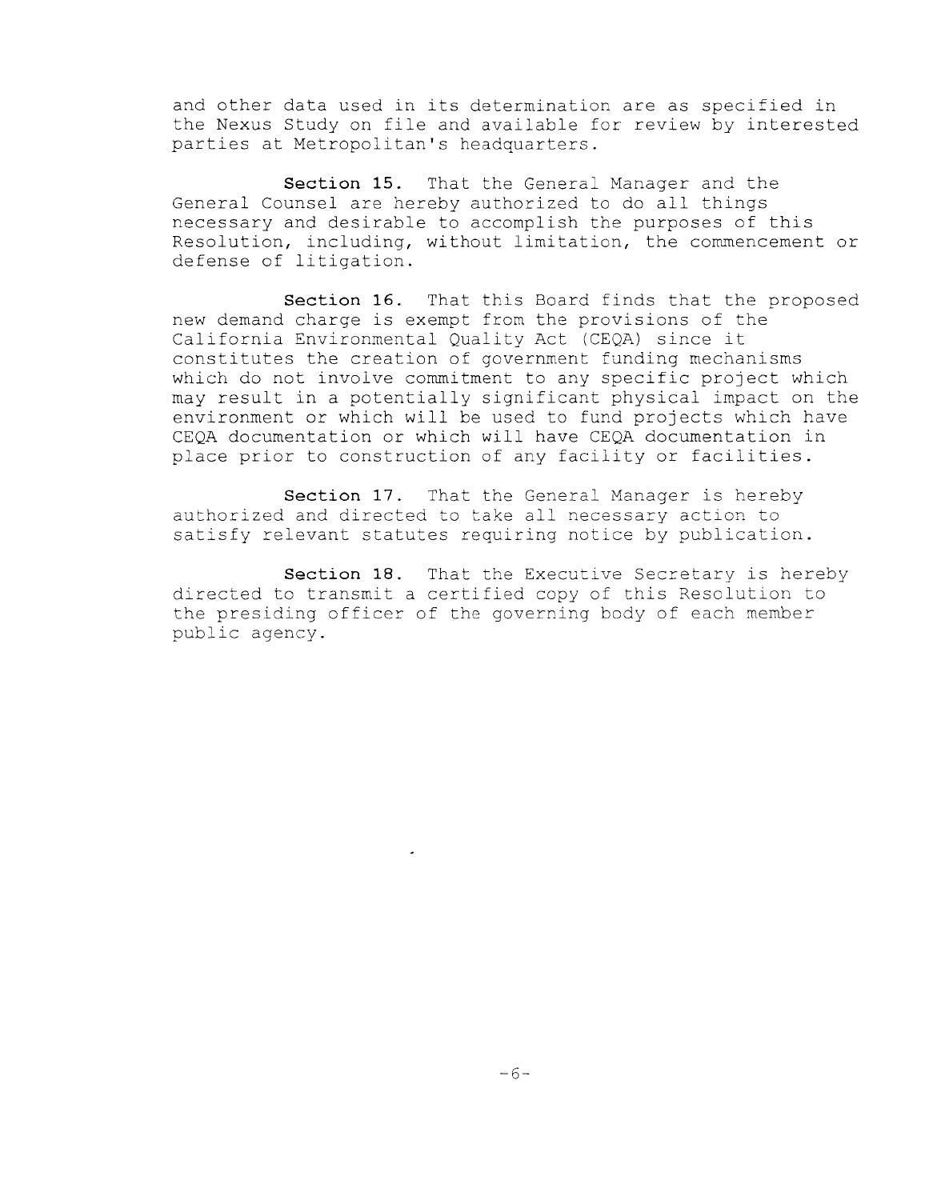and other data used in its determination are as specified in the Nexus Study on file and available for review by interested parties at Metropolitan's headquarters.

**Section 15.** That the General Manager and the General Counsel are hereby authorized to do all things necessary and desirable to accomplish the purposes of this Resolution, including, without limitation, the commencement or defense of litigation.

**Section 16.** That this Board finds that the proposed new demand charge is exempt from the provisions of the California Environmental Quality Act (CEQA) since it constitutes the creation of government funding mechanisms which do not involve commitment to any specific project which may result in a potentially significant physical impact on the environment or which will be used to fund projects which have CEQA documentation or which will have CEQA documentation in place prior to construction of any facility or facilities.

**Section 17.** That the General Manager is hereby authorized and directed to take all necessary action to satisfy relevant statutes requiring notice by publication.

**Section 18.** That the Executive Secretary is hereby directed to transmit a certified copy of this Resolution to the presiding officer of the governing body of each member public agency.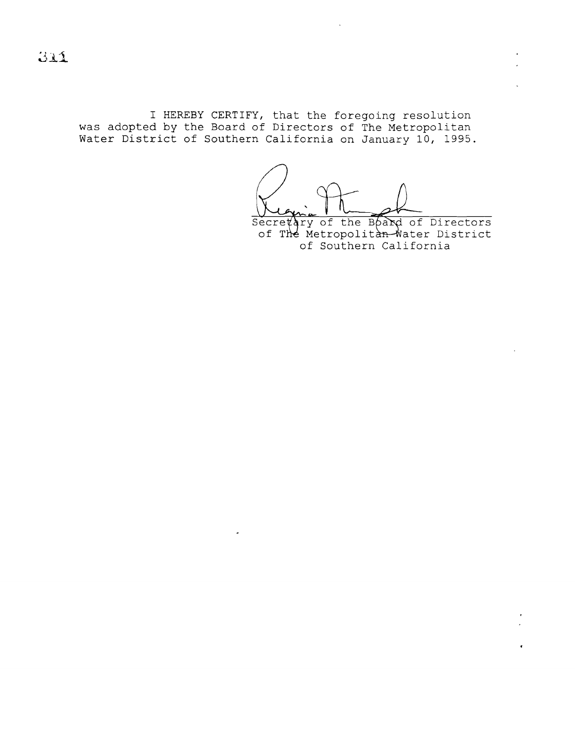I HEREBY CERTIFY, that the foregoing resolution was adopted by the Board of Directors of The Metropolitan Water District of Southern California on January 10, 1995.

Secretary of the Board of Directors
of The Metropolitan Water District
of Southern California